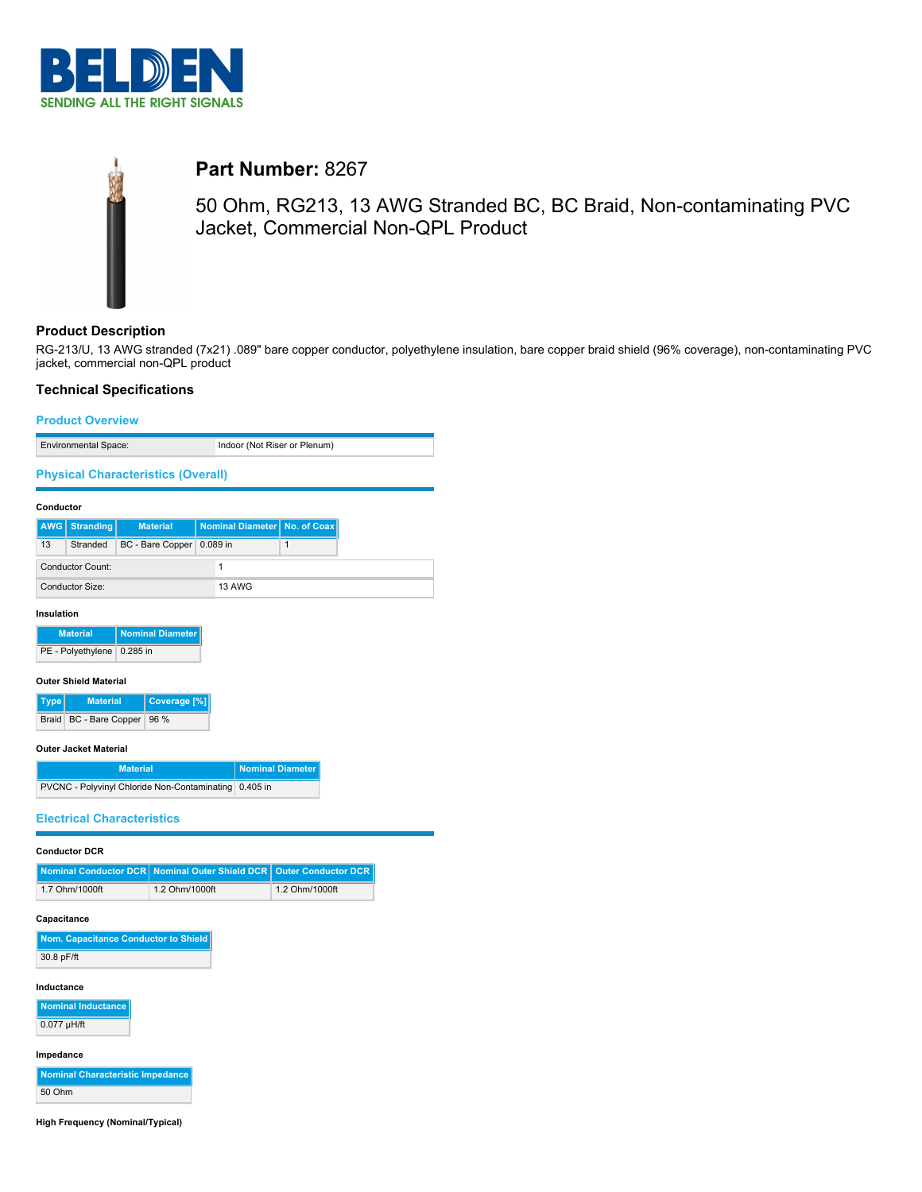# BELDEN
SENDING ALL THE RIGHT SIGNALS

## **Part Number:** 8267

50 Ohm, RG213, 13 AWG Stranded BC, BC Braid, Non-contaminating PVC Jacket, Commercial Non-QPL Product

### Product Description

RG-213/U, 13 AWG stranded (7x21) .089" bare copper conductor, polyethylene insulation, bare copper braid shield (96% coverage), non-contaminating PVC jacket, commercial non-QPL product

### Technical Specifications

#### Product Overview

| Environmental Space: | Indoor (Not Riser or Plenum) |
|---|---|

#### Physical Characteristics (Overall)

**Conductor**

| AWG | Stranding | Material | Nominal Diameter | No. of Coax |
|---|---|---|---|---|
| 13 | Stranded | BC - Bare Copper | 0.089 in | 1 |

| Conductor Count: | 1 |
|---|---|
| Conductor Size: | 13 AWG |

**Insulation**

| Material | Nominal Diameter |
|---|---|
| PE - Polyethylene | 0.285 in |

**Outer Shield Material**

| Type | Material | Coverage [%] |
|---|---|---|
| Braid | BC - Bare Copper | 96 % |

**Outer Jacket Material**

| Material | Nominal Diameter |
|---|---|
| PVCNC - Polyvinyl Chloride Non-Contaminating | 0.405 in |

#### Electrical Characteristics

**Conductor DCR**

| Nominal Conductor DCR | Nominal Outer Shield DCR | Outer Conductor DCR |
|---|---|---|
| 1.7 Ohm/1000ft | 1.2 Ohm/1000ft | 1.2 Ohm/1000ft |

**Capacitance**

| Nom. Capacitance Conductor to Shield |
|---|
| 30.8 pF/ft |

**Inductance**

| Nominal Inductance |
|---|
| 0.077 μH/ft |

**Impedance**

| Nominal Characteristic Impedance |
|---|
| 50 Ohm |

**High Frequency (Nominal/Typical)**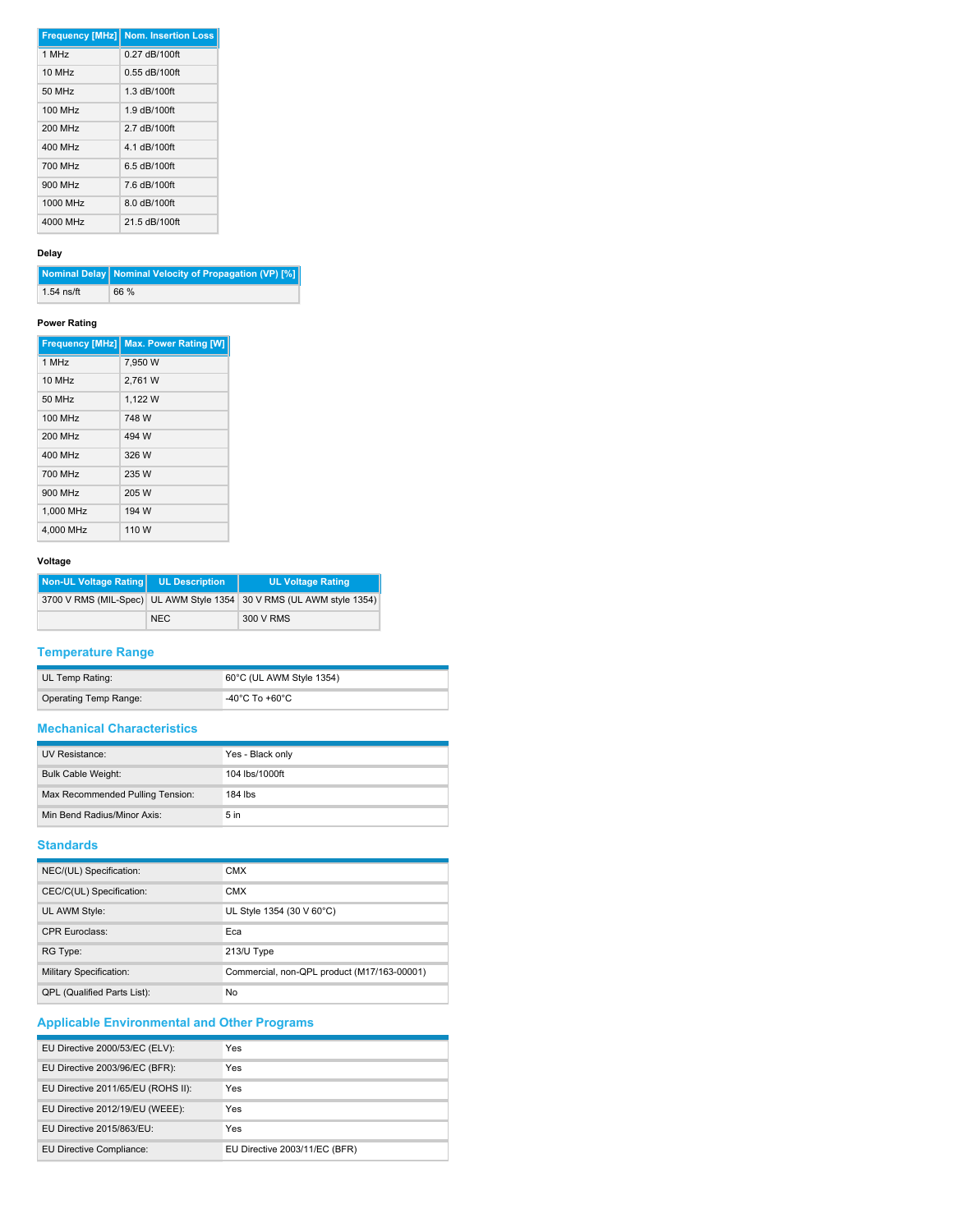| Frequency [MHz] | Nom. Insertion Loss |
| --- | --- |
| 1 MHz | 0.27 dB/100ft |
| 10 MHz | 0.55 dB/100ft |
| 50 MHz | 1.3 dB/100ft |
| 100 MHz | 1.9 dB/100ft |
| 200 MHz | 2.7 dB/100ft |
| 400 MHz | 4.1 dB/100ft |
| 700 MHz | 6.5 dB/100ft |
| 900 MHz | 7.6 dB/100ft |
| 1000 MHz | 8.0 dB/100ft |
| 4000 MHz | 21.5 dB/100ft |

**Delay**

| Nominal Delay | Nominal Velocity of Propagation (VP) [%] |
| --- | --- |
| 1.54 ns/ft | 66 % |

**Power Rating**

| Frequency [MHz] | Max. Power Rating [W] |
| --- | --- |
| 1 MHz | 7,950 W |
| 10 MHz | 2,761 W |
| 50 MHz | 1,122 W |
| 100 MHz | 748 W |
| 200 MHz | 494 W |
| 400 MHz | 326 W |
| 700 MHz | 235 W |
| 900 MHz | 205 W |
| 1,000 MHz | 194 W |
| 4,000 MHz | 110 W |

**Voltage**

| Non-UL Voltage Rating | UL Description | UL Voltage Rating |
| --- | --- | --- |
| 3700 V RMS (MIL-Spec) | UL AWM Style 1354 | 30 V RMS (UL AWM style 1354) |
| | NEC | 300 V RMS |

## Temperature Range

| | |
| --- | --- |
| UL Temp Rating: | 60°C (UL AWM Style 1354) |
| Operating Temp Range: | -40°C To +60°C |

## Mechanical Characteristics

| | |
| --- | --- |
| UV Resistance: | Yes - Black only |
| Bulk Cable Weight: | 104 lbs/1000ft |
| Max Recommended Pulling Tension: | 184 lbs |
| Min Bend Radius/Minor Axis: | 5 in |

## Standards

| | |
| --- | --- |
| NEC/(UL) Specification: | CMX |
| CEC/C(UL) Specification: | CMX |
| UL AWM Style: | UL Style 1354 (30 V 60°C) |
| CPR Euroclass: | Eca |
| RG Type: | 213/U Type |
| Military Specification: | Commercial, non-QPL product (M17/163-00001) |
| QPL (Qualified Parts List): | No |

## Applicable Environmental and Other Programs

| | |
| --- | --- |
| EU Directive 2000/53/EC (ELV): | Yes |
| EU Directive 2003/96/EC (BFR): | Yes |
| EU Directive 2011/65/EU (ROHS II): | Yes |
| EU Directive 2012/19/EU (WEEE): | Yes |
| EU Directive 2015/863/EU: | Yes |
| EU Directive Compliance: | EU Directive 2003/11/EC (BFR) |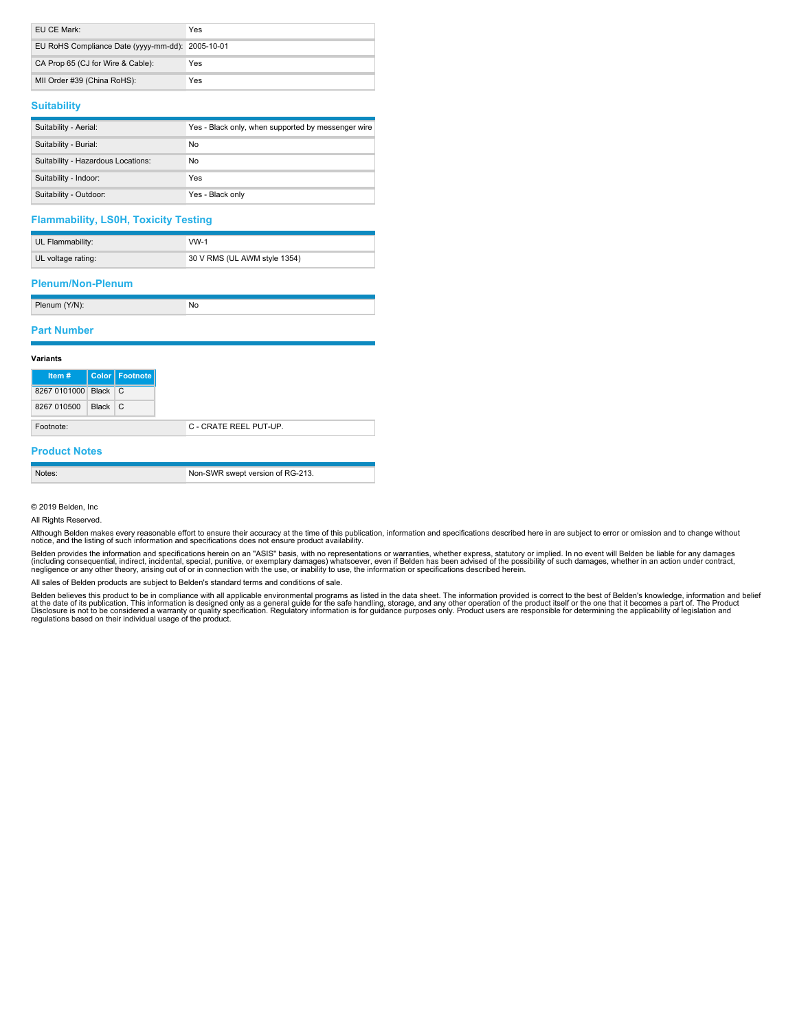| | |
|---|---|
| EU CE Mark: | Yes |
| EU RoHS Compliance Date (yyyy-mm-dd): | 2005-10-01 |
| CA Prop 65 (CJ for Wire & Cable): | Yes |
| MII Order #39 (China RoHS): | Yes |

## Suitability

| | |
|---|---|
| Suitability - Aerial: | Yes - Black only, when supported by messenger wire |
| Suitability - Burial: | No |
| Suitability - Hazardous Locations: | No |
| Suitability - Indoor: | Yes |
| Suitability - Outdoor: | Yes - Black only |

## Flammability, LS0H, Toxicity Testing

| | |
|---|---|
| UL Flammability: | VW-1 |
| UL voltage rating: | 30 V RMS (UL AWM style 1354) |

## Plenum/Non-Plenum

| | |
|---|---|
| Plenum (Y/N): | No |

## Part Number

**Variants**

| Item # | Color | Footnote |
|---|---|---|
| 8267 0101000 | Black | C |
| 8267 010500 | Black | C |

| | |
|---|---|
| Footnote: | C - CRATE REEL PUT-UP. |

## Product Notes

| | |
|---|---|
| Notes: | Non-SWR swept version of RG-213. |

© 2019 Belden, Inc

All Rights Reserved.

Although Belden makes every reasonable effort to ensure their accuracy at the time of this publication, information and specifications described here in are subject to error or omission and to change without notice, and the listing of such information and specifications does not ensure product availability.

Belden provides the information and specifications herein on an "ASIS" basis, with no representations or warranties, whether express, statutory or implied. In no event will Belden be liable for any damages (including consequential, indirect, incidental, special, punitive, or exemplary damages) whatsoever, even if Belden has been advised of the possibility of such damages, whether in an action under contract, negligence or any other theory, arising out of or in connection with the use, or inability to use, the information or specifications described herein.

All sales of Belden products are subject to Belden's standard terms and conditions of sale.

Belden believes this product to be in compliance with all applicable environmental programs as listed in the data sheet. The information provided is correct to the best of Belden's knowledge, information and belief at the date of its publication. This information is designed only as a general guide for the safe handling, storage, and any other operation of the product itself or the one that it becomes a part of. The Product Disclosure is not to be considered a warranty or quality specification. Regulatory information is for guidance purposes only. Product users are responsible for determining the applicability of legislation and regulations based on their individual usage of the product.